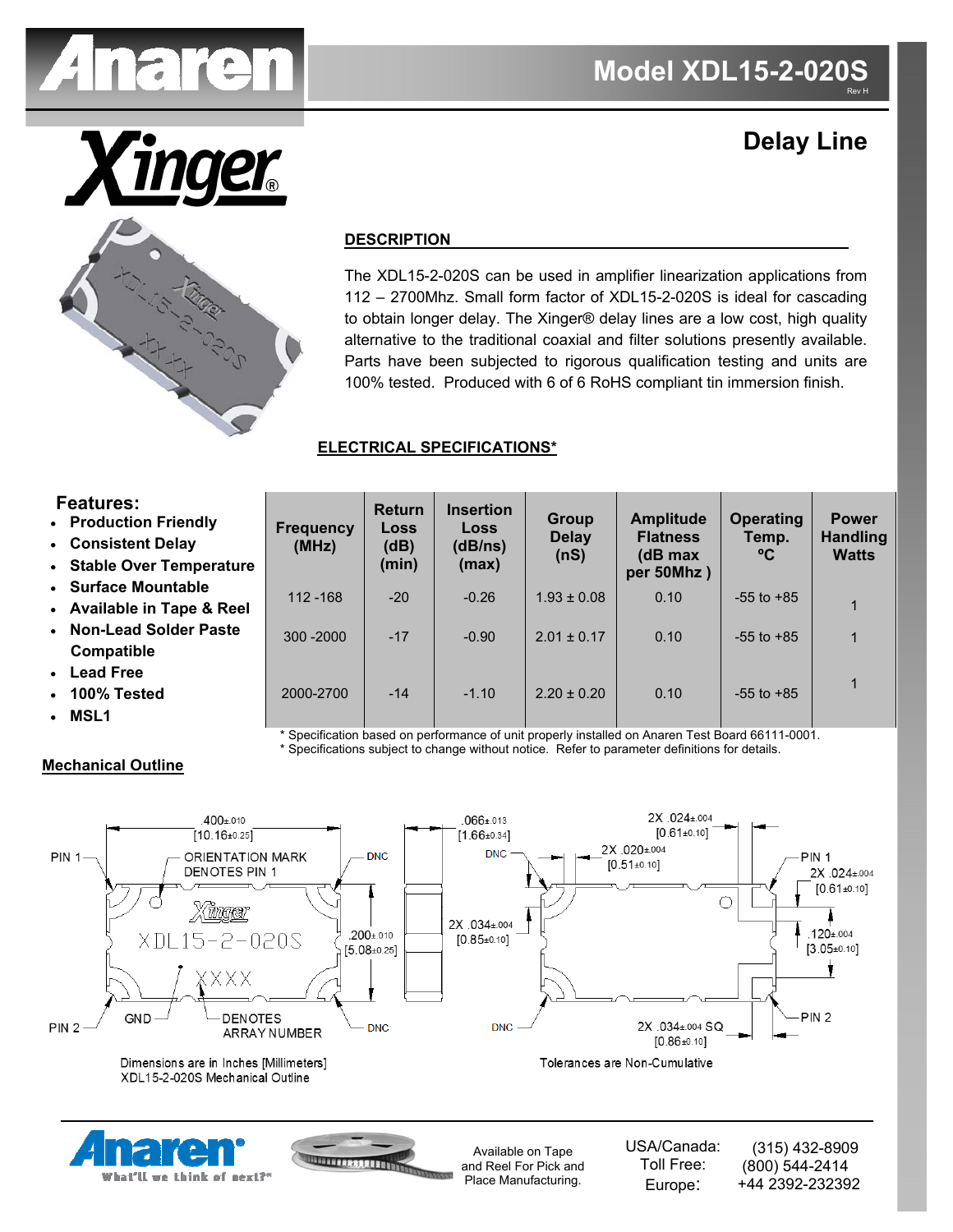# Model XDL15-2-020S

Rev H

## Delay Line

### DESCRIPTION

The XDL15-2-020S can be used in amplifier linearization applications from 112 – 2700Mhz. Small form factor of XDL15-2-020S is ideal for cascading to obtain longer delay. The Xinger® delay lines are a low cost, high quality alternative to the traditional coaxial and filter solutions presently available. Parts have been subjected to rigorous qualification testing and units are 100% tested. Produced with 6 of 6 RoHS compliant tin immersion finish.

### ELECTRICAL SPECIFICATIONS*

**Features:**

- **Production Friendly**
- **Consistent Delay**
- **Stable Over Temperature**
- **Surface Mountable**
- **Available in Tape & Reel**
- **Non-Lead Solder Paste Compatible**
- **Lead Free**
- **100% Tested**
- **MSL1**

| Frequency (MHz) | Return Loss (dB) (min) | Insertion Loss (dB/ns) (max) | Group Delay (nS) | Amplitude Flatness (dB max per 50Mhz ) | Operating Temp. ºC | Power Handling Watts |
|---|---|---|---|---|---|---|
| 112 -168 | -20 | -0.26 | 1.93 ± 0.08 | 0.10 | -55 to +85 | 1 |
| 300 -2000 | -17 | -0.90 | 2.01 ± 0.17 | 0.10 | -55 to +85 | 1 |
| 2000-2700 | -14 | -1.10 | 2.20 ± 0.20 | 0.10 | -55 to +85 | 1 |

* Specification based on performance of unit properly installed on Anaren Test Board 66111-0001.
* Specifications subject to change without notice. Refer to parameter definitions for details.

### Mechanical Outline

.400±.010 [10.16±0.25]; .200±.010 [5.08±0.25]; .066±.013 [1.66±0.34]; 2X .024±.004 [0.61±0.10]; 2X .020±.004 [0.51±0.10]; 2X .024±.004 [0.61±0.10]; 2X .034±.004 [0.85±0.10]; .120±.004 [3.05±0.10]; 2X .034±.004 SQ [0.86±0.10]

PIN 1, PIN 2, ORIENTATION MARK DENOTES PIN 1, DNC, GND, DENOTES ARRAY NUMBER, XDL15-2-020S, XXXX

Dimensions are in Inches [Millimeters]
XDL15-2-020S Mechanical Outline

Tolerances are Non-Cumulative

Anaren — What'll we think of next?™

Available on Tape and Reel For Pick and Place Manufacturing.

USA/Canada: (315) 432-8909
Toll Free: (800) 544-2414
Europe: +44 2392-232392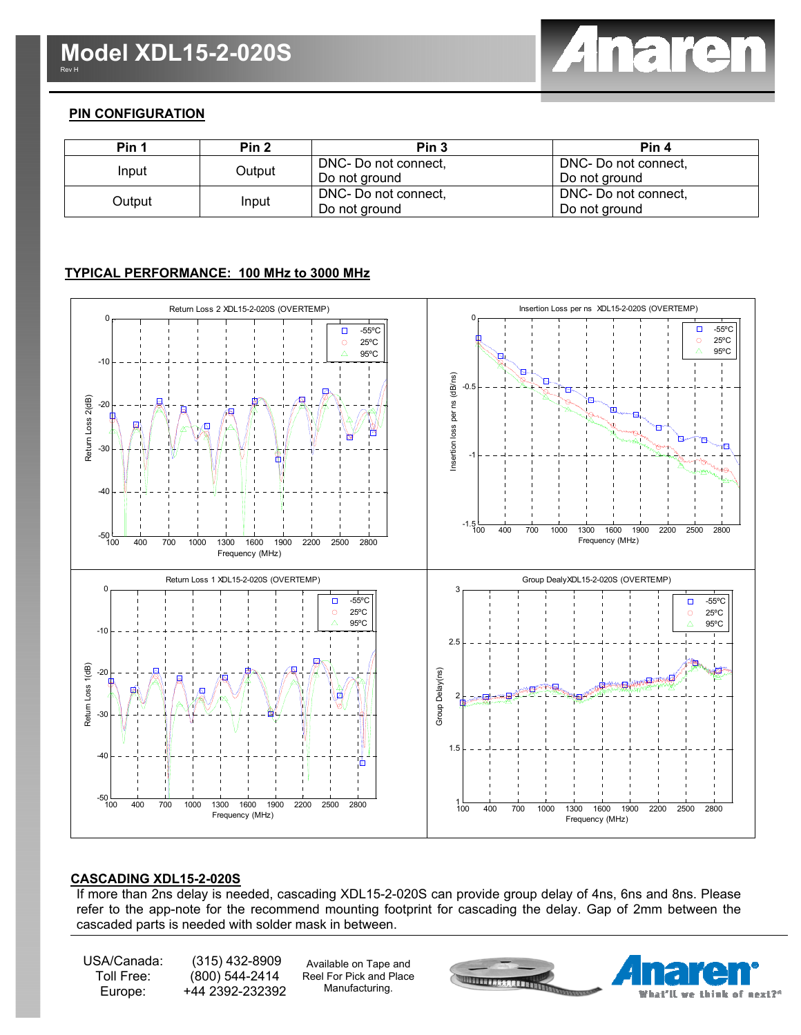# Model XDL15-2-020S

Rev H

## PIN CONFIGURATION

| Pin 1 | Pin 2 | Pin 3 | Pin 4 |
|---|---|---|---|
| Input | Output | DNC- Do not connect, Do not ground | DNC- Do not connect, Do not ground |
| Output | Input | DNC- Do not connect, Do not ground | DNC- Do not connect, Do not ground |

## TYPICAL PERFORMANCE: 100 MHz to 3000 MHz

Return Loss 2 XDL15-2-020S (OVERTEMP)

Insertion Loss per ns XDL15-2-020S (OVERTEMP)

Return Loss 1 XDL15-2-020S (OVERTEMP)

Group DealyXDL15-2-020S (OVERTEMP)

## CASCADING XDL15-2-020S

If more than 2ns delay is needed, cascading XDL15-2-020S can provide group delay of 4ns, 6ns and 8ns. Please refer to the app-note for the recommend mounting footprint for cascading the delay. Gap of 2mm between the cascaded parts is needed with solder mask in between.

| | |
|---|---|
| USA/Canada: | (315) 432-8909 |
| Toll Free: | (800) 544-2414 |
| Europe: | +44 2392-232392 |

Available on Tape and Reel For Pick and Place Manufacturing.

Anaren — What'll we think of next?®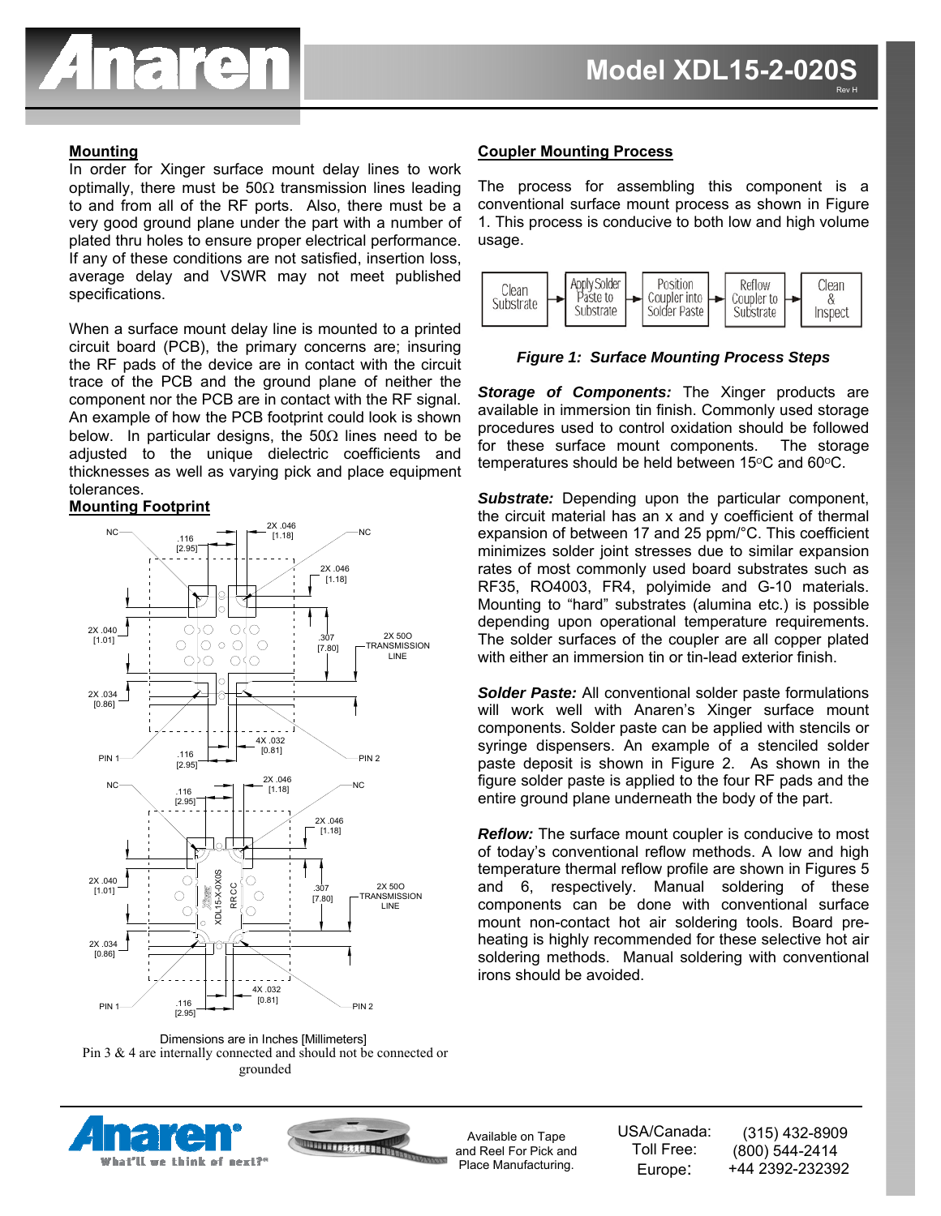## Mounting

In order for Xinger surface mount delay lines to work optimally, there must be 50Ω transmission lines leading to and from all of the RF ports. Also, there must be a very good ground plane under the part with a number of plated thru holes to ensure proper electrical performance. If any of these conditions are not satisfied, insertion loss, average delay and VSWR may not meet published specifications.

When a surface mount delay line is mounted to a printed circuit board (PCB), the primary concerns are; insuring the RF pads of the device are in contact with the circuit trace of the PCB and the ground plane of neither the component nor the PCB are in contact with the RF signal. An example of how the PCB footprint could look is shown below. In particular designs, the 50Ω lines need to be adjusted to the unique dielectric coefficients and thicknesses as well as varying pick and place equipment tolerances.

## Mounting Footprint

Dimensions are in Inches [Millimeters]

Pin 3 & 4 are internally connected and should not be connected or grounded

## Coupler Mounting Process

The process for assembling this component is a conventional surface mount process as shown in Figure 1. This process is conducive to both low and high volume usage.

Clean Substrate → Apply Solder Paste to Substrate → Position Coupler into Solder Paste → Reflow Coupler to Substrate → Clean & Inspect

***Figure 1: Surface Mounting Process Steps***

***Storage of Components:*** The Xinger products are available in immersion tin finish. Commonly used storage procedures used to control oxidation should be followed for these surface mount components. The storage temperatures should be held between 15°C and 60°C.

***Substrate:*** Depending upon the particular component, the circuit material has an x and y coefficient of thermal expansion of between 17 and 25 ppm/°C. This coefficient minimizes solder joint stresses due to similar expansion rates of most commonly used board substrates such as RF35, RO4003, FR4, polyimide and G-10 materials. Mounting to "hard" substrates (alumina etc.) is possible depending upon operational temperature requirements. The solder surfaces of the coupler are all copper plated with either an immersion tin or tin-lead exterior finish.

***Solder Paste:*** All conventional solder paste formulations will work well with Anaren's Xinger surface mount components. Solder paste can be applied with stencils or syringe dispensers. An example of a stenciled solder paste deposit is shown in Figure 2. As shown in the figure solder paste is applied to the four RF pads and the entire ground plane underneath the body of the part.

***Reflow:*** The surface mount coupler is conducive to most of today's conventional reflow methods. A low and high temperature thermal reflow profile are shown in Figures 5 and 6, respectively. Manual soldering of these components can be done with conventional surface mount non-contact hot air soldering tools. Board pre-heating is highly recommended for these selective hot air soldering methods. Manual soldering with conventional irons should be avoided.

Available on Tape and Reel For Pick and Place Manufacturing.

USA/Canada: (315) 432-8909
Toll Free: (800) 544-2414
Europe: +44 2392-232392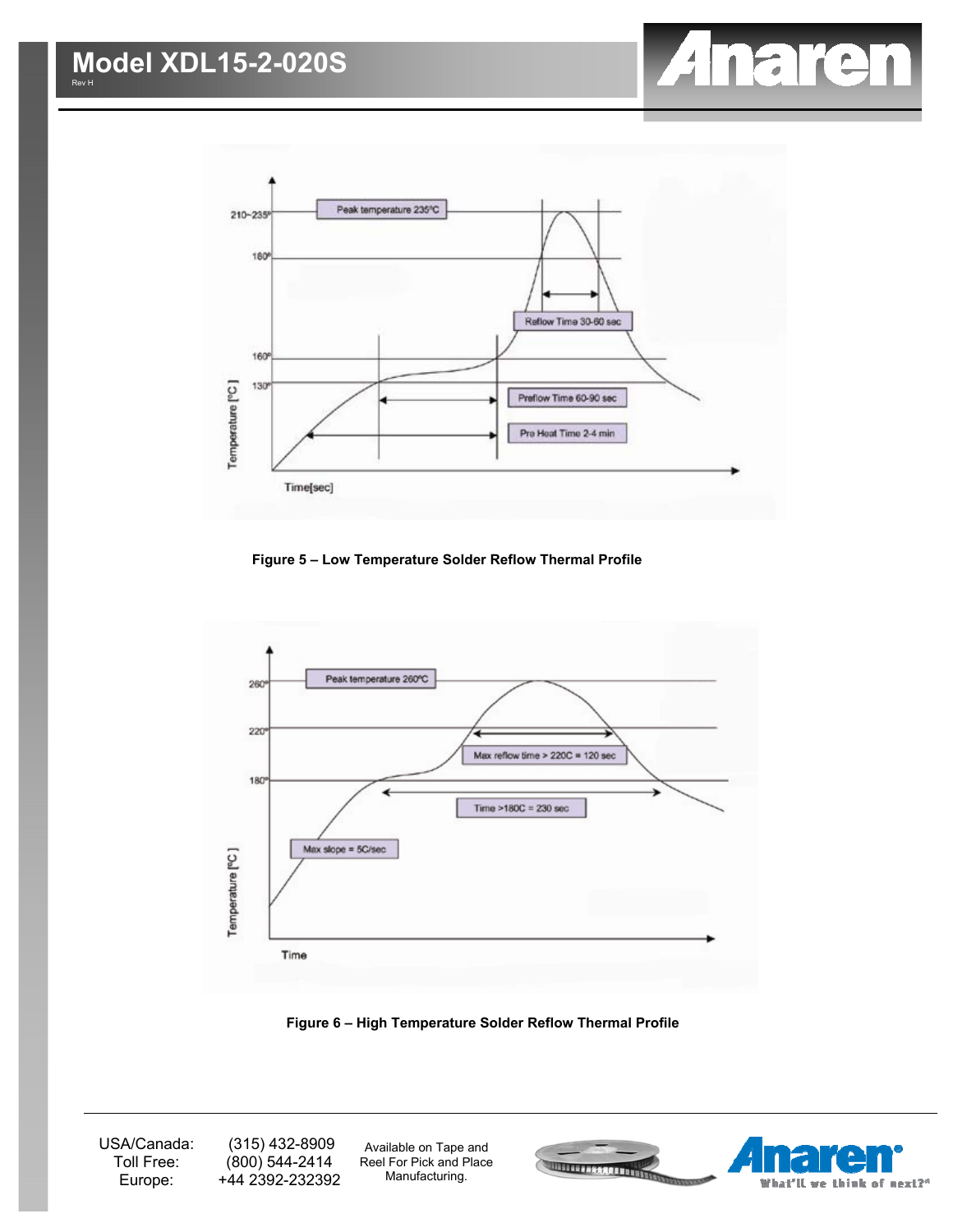Figure 5 – Low Temperature Solder Reflow Thermal Profile

Figure 6 – High Temperature Solder Reflow Thermal Profile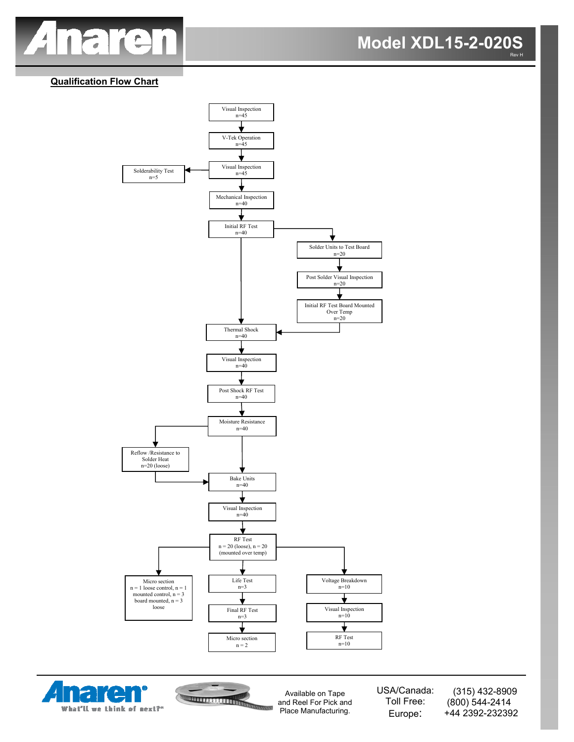# Model XDL15-2-020S

Rev H

## Qualification Flow Chart

- Visual Inspection n=45
- V-Tek Operation n=45
- Visual Inspection n=45
  - → Solderability Test n=5
- Mechanical Inspection n=40
- Initial RF Test n=40
  - → Solder Units to Test Board n=20
  - → Post Solder Visual Inspection n=20
  - → Initial RF Test Board Mounted Over Temp n=20
  - → (to Thermal Shock)
- Thermal Shock n=40
- Visual Inspection n=40
- Post Shock RF Test n=40
- Moisture Resistance n=40
  - → Reflow /Resistance to Solder Heat n=20 (loose)
  - → (to Bake Units)
- Bake Units n=40
- Visual Inspection n=40
- RF Test n = 20 (loose), n = 20 (mounted over temp)
  - → Micro section n = 1 loose control, n = 1 mounted control, n = 3 board mounted, n = 3 loose
  - → Life Test n=3 → Final RF Test n=3 → Micro section n = 2
  - → Voltage Breakdown n=10 → Visual Inspection n=10 → RF Test n=10

Available on Tape and Reel For Pick and Place Manufacturing.

USA/Canada: (315) 432-8909
Toll Free: (800) 544-2414
Europe: +44 2392-232392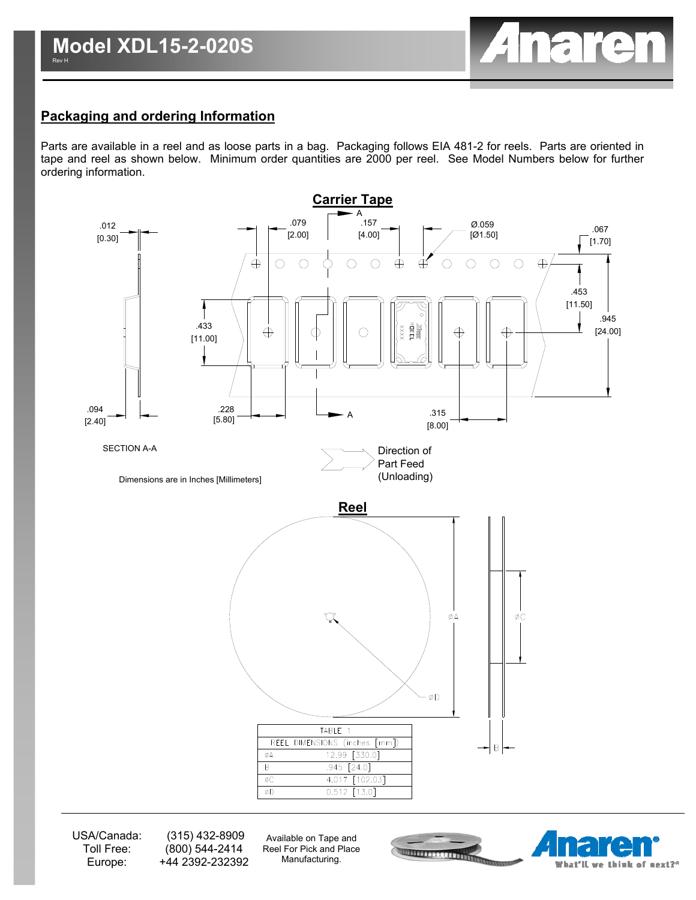# Model XDL15-2-020S

Rev H

## Packaging and ordering Information

Parts are available in a reel and as loose parts in a bag. Packaging follows EIA 481-2 for reels. Parts are oriented in tape and reel as shown below. Minimum order quantities are 2000 per reel. See Model Numbers below for further ordering information.

**Carrier Tape**

.012 [0.30]
.079 [2.00]
.157 [4.00]
Ø.059 [Ø1.50]
.067 [1.70]
.453 [11.50]
.945 [24.00]
.433 [11.00]
.094 [2.40]
.228 [5.80]
.315 [8.00]
A
A

SECTION A-A

Direction of Part Feed (Unloading)

Dimensions are in Inches [Millimeters]

**Reel**

ØA
ØC
ØD
B

| TABLE 1 | |
|---|---|
| REEL DIMENSIONS (inches [mm]) | |
| ØA | 12.99 [330.0] |
| B | .945 [24.0] |
| ØC | 4.017 [102.03] |
| ØD | 0.512 [13.0] |

USA/Canada: (315) 432-8909
Toll Free: (800) 544-2414
Europe: +44 2392-232392

Available on Tape and Reel For Pick and Place Manufacturing.

What'll we think of next?